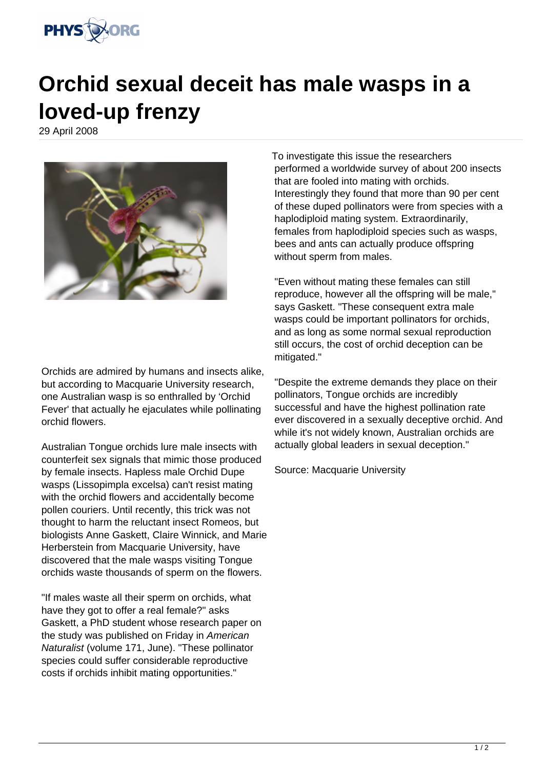# Orchid sexual deceit has male wasps in a loved-up frenzy

29 April 2008

Orchids are admired by humans and insects alike, but according to Macquarie University research, one Australian wasp is so enthralled by 'Orchid Fever' that actually he ejaculates while pollinating orchid flowers.

Australian Tongue orchids lure male insects with counterfeit sex signals that mimic those produced by female insects. Hapless male Orchid Dupe wasps (Lissopimpla excelsa) can't resist mating with the orchid flowers and accidentally become pollen couriers. Until recently, this trick was not thought to harm the reluctant insect Romeos, but biologists Anne Gaskett, Claire Winnick, and Marie Herberstein from Macquarie University, have discovered that the male wasps visiting Tongue orchids waste thousands of sperm on the flowers.

"If males waste all their sperm on orchids, what have they got to offer a real female?" asks Gaskett, a PhD student whose research paper on the study was published on Friday in *American Naturalist* (volume 171, June). "These pollinator species could suffer considerable reproductive costs if orchids inhibit mating opportunities."

To investigate this issue the researchers performed a worldwide survey of about 200 insects that are fooled into mating with orchids. Interestingly they found that more than 90 per cent of these duped pollinators were from species with a haplodiploid mating system. Extraordinarily, females from haplodiploid species such as wasps, bees and ants can actually produce offspring without sperm from males.

"Even without mating these females can still reproduce, however all the offspring will be male," says Gaskett. "These consequent extra male wasps could be important pollinators for orchids, and as long as some normal sexual reproduction still occurs, the cost of orchid deception can be mitigated."

"Despite the extreme demands they place on their pollinators, Tongue orchids are incredibly successful and have the highest pollination rate ever discovered in a sexually deceptive orchid. And while it's not widely known, Australian orchids are actually global leaders in sexual deception."

Source: Macquarie University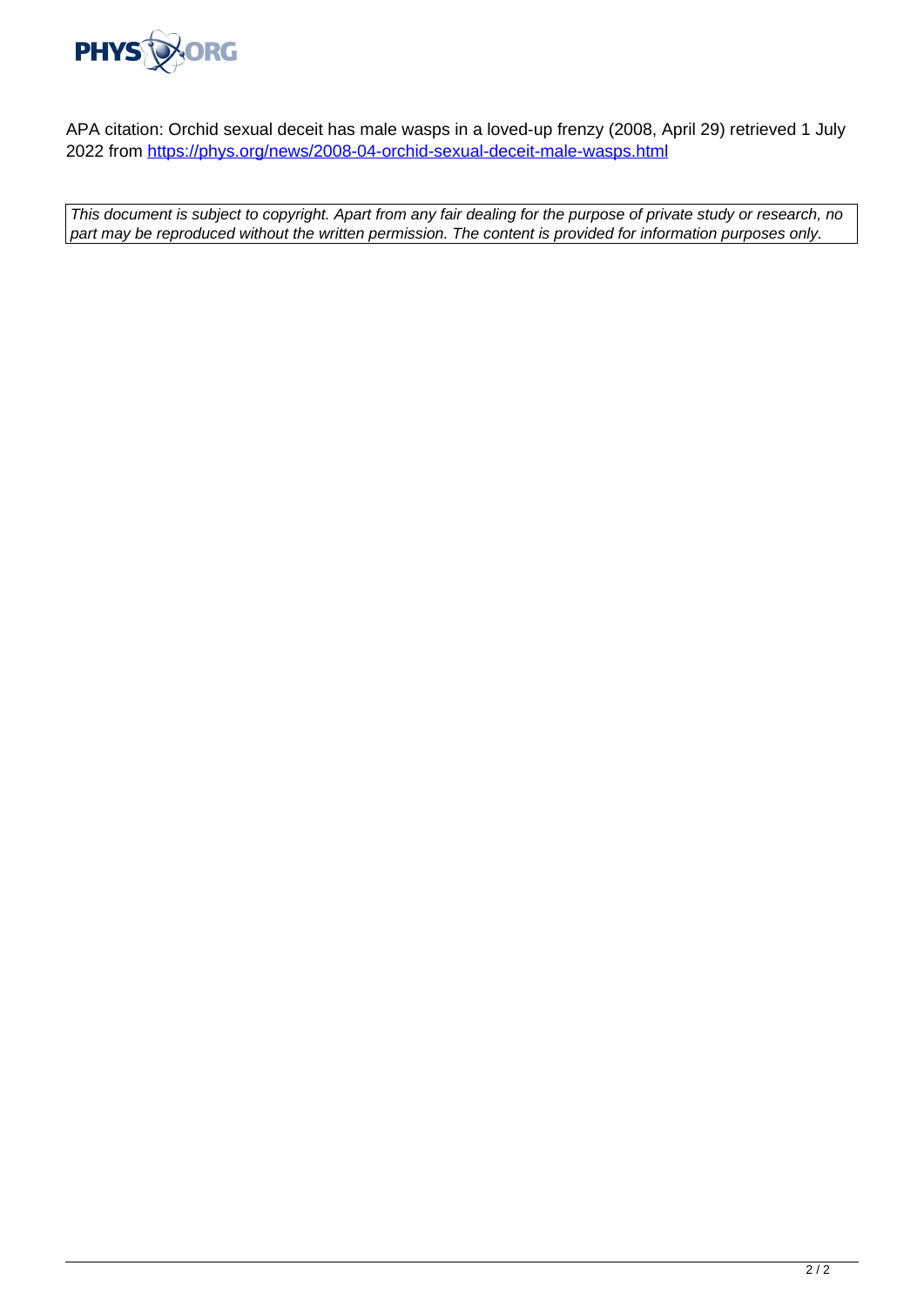APA citation: Orchid sexual deceit has male wasps in a loved-up frenzy (2008, April 29) retrieved 1 July 2022 from https://phys.org/news/2008-04-orchid-sexual-deceit-male-wasps.html

*This document is subject to copyright. Apart from any fair dealing for the purpose of private study or research, no part may be reproduced without the written permission. The content is provided for information purposes only.*